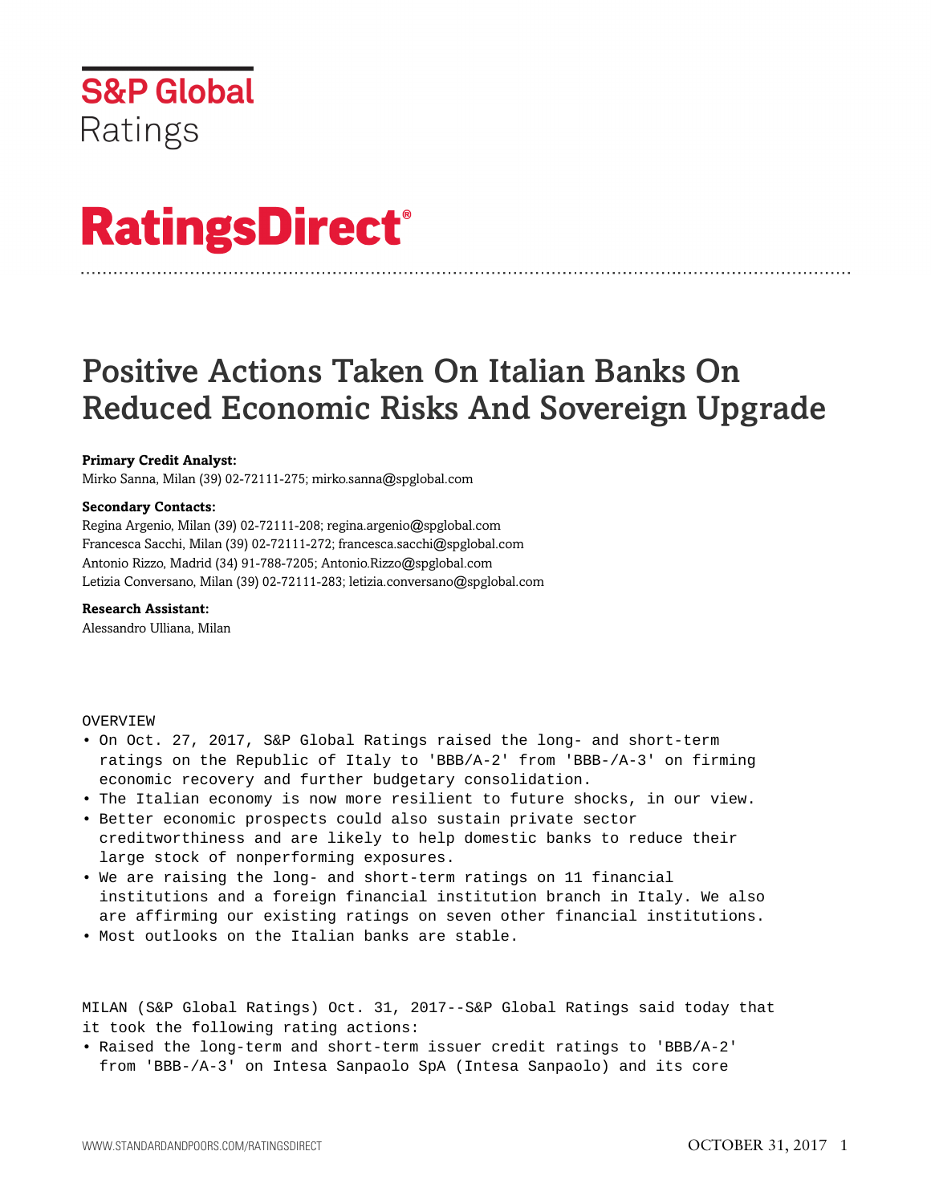S&P Global Ratings

# RatingsDirect®

# Positive Actions Taken On Italian Banks On Reduced Economic Risks And Sovereign Upgrade

**Primary Credit Analyst:**
Mirko Sanna, Milan (39) 02-72111-275; mirko.sanna@spglobal.com

**Secondary Contacts:**
Regina Argenio, Milan (39) 02-72111-208; regina.argenio@spglobal.com
Francesca Sacchi, Milan (39) 02-72111-272; francesca.sacchi@spglobal.com
Antonio Rizzo, Madrid (34) 91-788-7205; Antonio.Rizzo@spglobal.com
Letizia Conversano, Milan (39) 02-72111-283; letizia.conversano@spglobal.com

**Research Assistant:**
Alessandro Ulliana, Milan

OVERVIEW

- On Oct. 27, 2017, S&P Global Ratings raised the long- and short-term ratings on the Republic of Italy to 'BBB/A-2' from 'BBB-/A-3' on firming economic recovery and further budgetary consolidation.
- The Italian economy is now more resilient to future shocks, in our view.
- Better economic prospects could also sustain private sector creditworthiness and are likely to help domestic banks to reduce their large stock of nonperforming exposures.
- We are raising the long- and short-term ratings on 11 financial institutions and a foreign financial institution branch in Italy. We also are affirming our existing ratings on seven other financial institutions.
- Most outlooks on the Italian banks are stable.

MILAN (S&P Global Ratings) Oct. 31, 2017--S&P Global Ratings said today that it took the following rating actions:

- Raised the long-term and short-term issuer credit ratings to 'BBB/A-2' from 'BBB-/A-3' on Intesa Sanpaolo SpA (Intesa Sanpaolo) and its core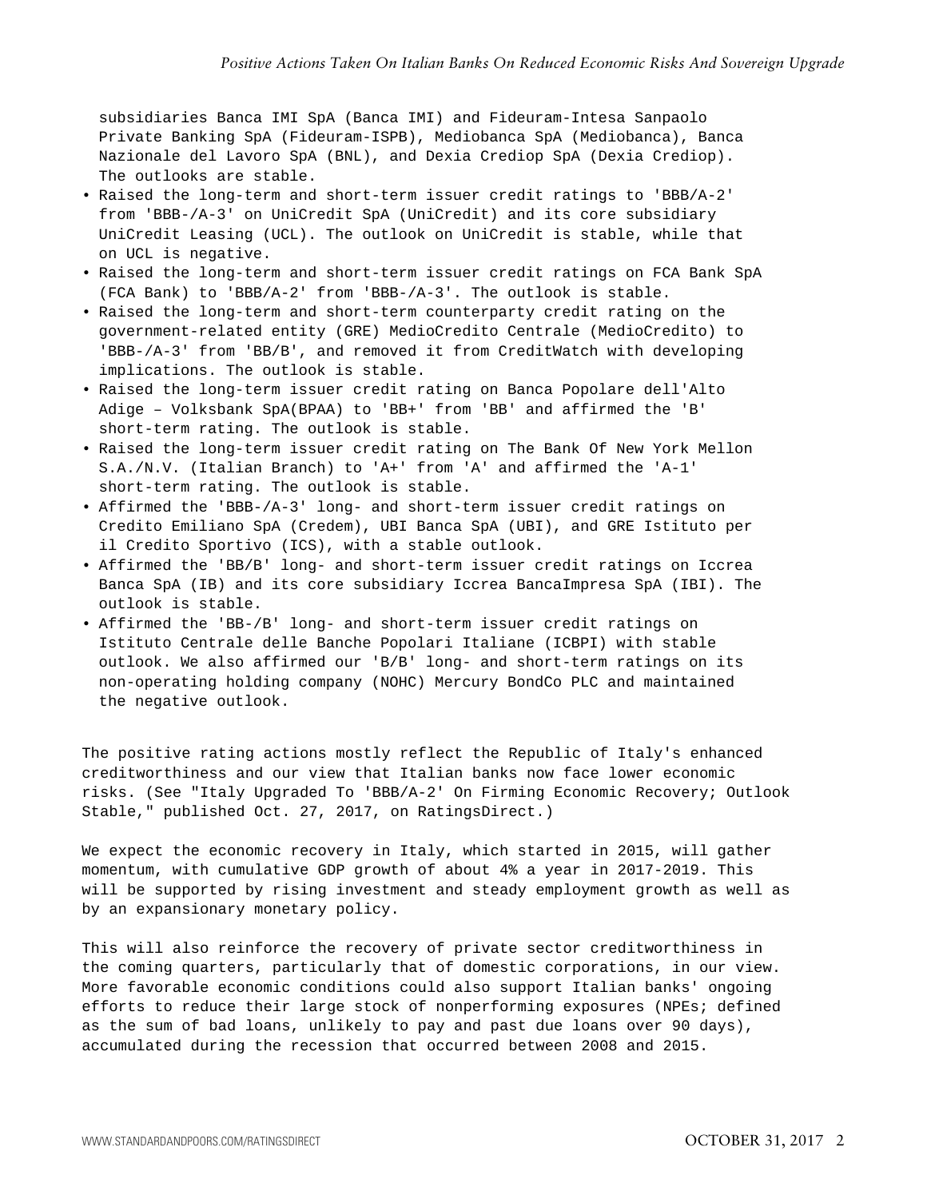subsidiaries Banca IMI SpA (Banca IMI) and Fideuram-Intesa Sanpaolo Private Banking SpA (Fideuram-ISPB), Mediobanca SpA (Mediobanca), Banca Nazionale del Lavoro SpA (BNL), and Dexia Crediop SpA (Dexia Crediop). The outlooks are stable.

- Raised the long-term and short-term issuer credit ratings to 'BBB/A-2' from 'BBB-/A-3' on UniCredit SpA (UniCredit) and its core subsidiary UniCredit Leasing (UCL). The outlook on UniCredit is stable, while that on UCL is negative.
- Raised the long-term and short-term issuer credit ratings on FCA Bank SpA (FCA Bank) to 'BBB/A-2' from 'BBB-/A-3'. The outlook is stable.
- Raised the long-term and short-term counterparty credit rating on the government-related entity (GRE) MedioCredito Centrale (MedioCredito) to 'BBB-/A-3' from 'BB/B', and removed it from CreditWatch with developing implications. The outlook is stable.
- Raised the long-term issuer credit rating on Banca Popolare dell'Alto Adige – Volksbank SpA(BPAA) to 'BB+' from 'BB' and affirmed the 'B' short-term rating. The outlook is stable.
- Raised the long-term issuer credit rating on The Bank Of New York Mellon S.A./N.V. (Italian Branch) to 'A+' from 'A' and affirmed the 'A-1' short-term rating. The outlook is stable.
- Affirmed the 'BBB-/A-3' long- and short-term issuer credit ratings on Credito Emiliano SpA (Credem), UBI Banca SpA (UBI), and GRE Istituto per il Credito Sportivo (ICS), with a stable outlook.
- Affirmed the 'BB/B' long- and short-term issuer credit ratings on Iccrea Banca SpA (IB) and its core subsidiary Iccrea BancaImpresa SpA (IBI). The outlook is stable.
- Affirmed the 'BB-/B' long- and short-term issuer credit ratings on Istituto Centrale delle Banche Popolari Italiane (ICBPI) with stable outlook. We also affirmed our 'B/B' long- and short-term ratings on its non-operating holding company (NOHC) Mercury BondCo PLC and maintained the negative outlook.

The positive rating actions mostly reflect the Republic of Italy's enhanced creditworthiness and our view that Italian banks now face lower economic risks. (See "Italy Upgraded To 'BBB/A-2' On Firming Economic Recovery; Outlook Stable," published Oct. 27, 2017, on RatingsDirect.)

We expect the economic recovery in Italy, which started in 2015, will gather momentum, with cumulative GDP growth of about 4% a year in 2017-2019. This will be supported by rising investment and steady employment growth as well as by an expansionary monetary policy.

This will also reinforce the recovery of private sector creditworthiness in the coming quarters, particularly that of domestic corporations, in our view. More favorable economic conditions could also support Italian banks' ongoing efforts to reduce their large stock of nonperforming exposures (NPEs; defined as the sum of bad loans, unlikely to pay and past due loans over 90 days), accumulated during the recession that occurred between 2008 and 2015.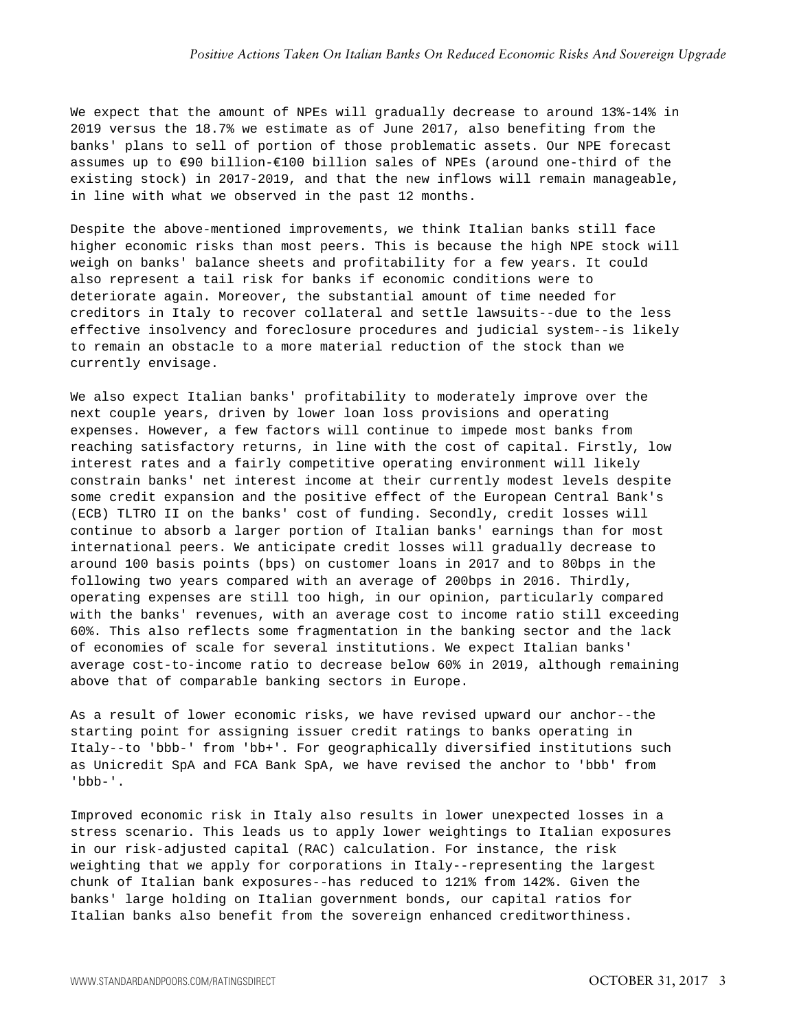We expect that the amount of NPEs will gradually decrease to around 13%-14% in 2019 versus the 18.7% we estimate as of June 2017, also benefiting from the banks' plans to sell of portion of those problematic assets. Our NPE forecast assumes up to €90 billion-€100 billion sales of NPEs (around one-third of the existing stock) in 2017-2019, and that the new inflows will remain manageable, in line with what we observed in the past 12 months.

Despite the above-mentioned improvements, we think Italian banks still face higher economic risks than most peers. This is because the high NPE stock will weigh on banks' balance sheets and profitability for a few years. It could also represent a tail risk for banks if economic conditions were to deteriorate again. Moreover, the substantial amount of time needed for creditors in Italy to recover collateral and settle lawsuits--due to the less effective insolvency and foreclosure procedures and judicial system--is likely to remain an obstacle to a more material reduction of the stock than we currently envisage.

We also expect Italian banks' profitability to moderately improve over the next couple years, driven by lower loan loss provisions and operating expenses. However, a few factors will continue to impede most banks from reaching satisfactory returns, in line with the cost of capital. Firstly, low interest rates and a fairly competitive operating environment will likely constrain banks' net interest income at their currently modest levels despite some credit expansion and the positive effect of the European Central Bank's (ECB) TLTRO II on the banks' cost of funding. Secondly, credit losses will continue to absorb a larger portion of Italian banks' earnings than for most international peers. We anticipate credit losses will gradually decrease to around 100 basis points (bps) on customer loans in 2017 and to 80bps in the following two years compared with an average of 200bps in 2016. Thirdly, operating expenses are still too high, in our opinion, particularly compared with the banks' revenues, with an average cost to income ratio still exceeding 60%. This also reflects some fragmentation in the banking sector and the lack of economies of scale for several institutions. We expect Italian banks' average cost-to-income ratio to decrease below 60% in 2019, although remaining above that of comparable banking sectors in Europe.

As a result of lower economic risks, we have revised upward our anchor--the starting point for assigning issuer credit ratings to banks operating in Italy--to 'bbb-' from 'bb+'. For geographically diversified institutions such as Unicredit SpA and FCA Bank SpA, we have revised the anchor to 'bbb' from 'bbb-'.

Improved economic risk in Italy also results in lower unexpected losses in a stress scenario. This leads us to apply lower weightings to Italian exposures in our risk-adjusted capital (RAC) calculation. For instance, the risk weighting that we apply for corporations in Italy--representing the largest chunk of Italian bank exposures--has reduced to 121% from 142%. Given the banks' large holding on Italian government bonds, our capital ratios for Italian banks also benefit from the sovereign enhanced creditworthiness.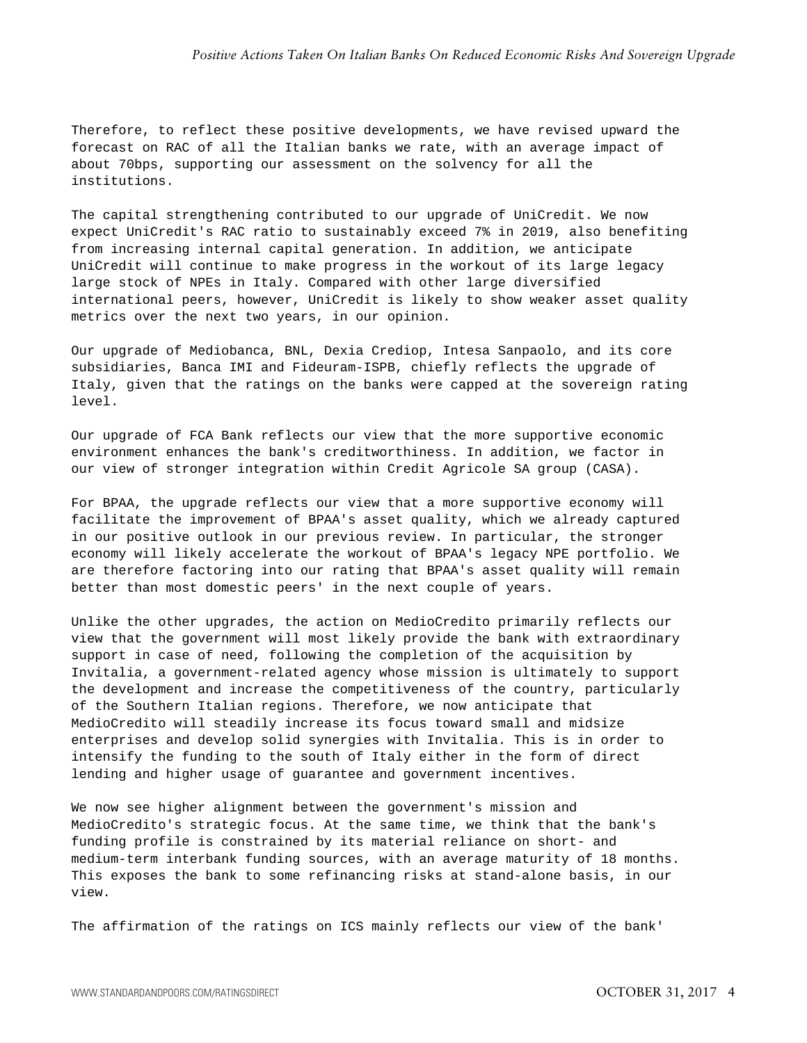Therefore, to reflect these positive developments, we have revised upward the forecast on RAC of all the Italian banks we rate, with an average impact of about 70bps, supporting our assessment on the solvency for all the institutions.

The capital strengthening contributed to our upgrade of UniCredit. We now expect UniCredit's RAC ratio to sustainably exceed 7% in 2019, also benefiting from increasing internal capital generation. In addition, we anticipate UniCredit will continue to make progress in the workout of its large legacy large stock of NPEs in Italy. Compared with other large diversified international peers, however, UniCredit is likely to show weaker asset quality metrics over the next two years, in our opinion.

Our upgrade of Mediobanca, BNL, Dexia Crediop, Intesa Sanpaolo, and its core subsidiaries, Banca IMI and Fideuram-ISPB, chiefly reflects the upgrade of Italy, given that the ratings on the banks were capped at the sovereign rating level.

Our upgrade of FCA Bank reflects our view that the more supportive economic environment enhances the bank's creditworthiness. In addition, we factor in our view of stronger integration within Credit Agricole SA group (CASA).

For BPAA, the upgrade reflects our view that a more supportive economy will facilitate the improvement of BPAA's asset quality, which we already captured in our positive outlook in our previous review. In particular, the stronger economy will likely accelerate the workout of BPAA's legacy NPE portfolio. We are therefore factoring into our rating that BPAA's asset quality will remain better than most domestic peers' in the next couple of years.

Unlike the other upgrades, the action on MedioCredito primarily reflects our view that the government will most likely provide the bank with extraordinary support in case of need, following the completion of the acquisition by Invitalia, a government-related agency whose mission is ultimately to support the development and increase the competitiveness of the country, particularly of the Southern Italian regions. Therefore, we now anticipate that MedioCredito will steadily increase its focus toward small and midsize enterprises and develop solid synergies with Invitalia. This is in order to intensify the funding to the south of Italy either in the form of direct lending and higher usage of guarantee and government incentives.

We now see higher alignment between the government's mission and MedioCredito's strategic focus. At the same time, we think that the bank's funding profile is constrained by its material reliance on short- and medium-term interbank funding sources, with an average maturity of 18 months. This exposes the bank to some refinancing risks at stand-alone basis, in our view.

The affirmation of the ratings on ICS mainly reflects our view of the bank'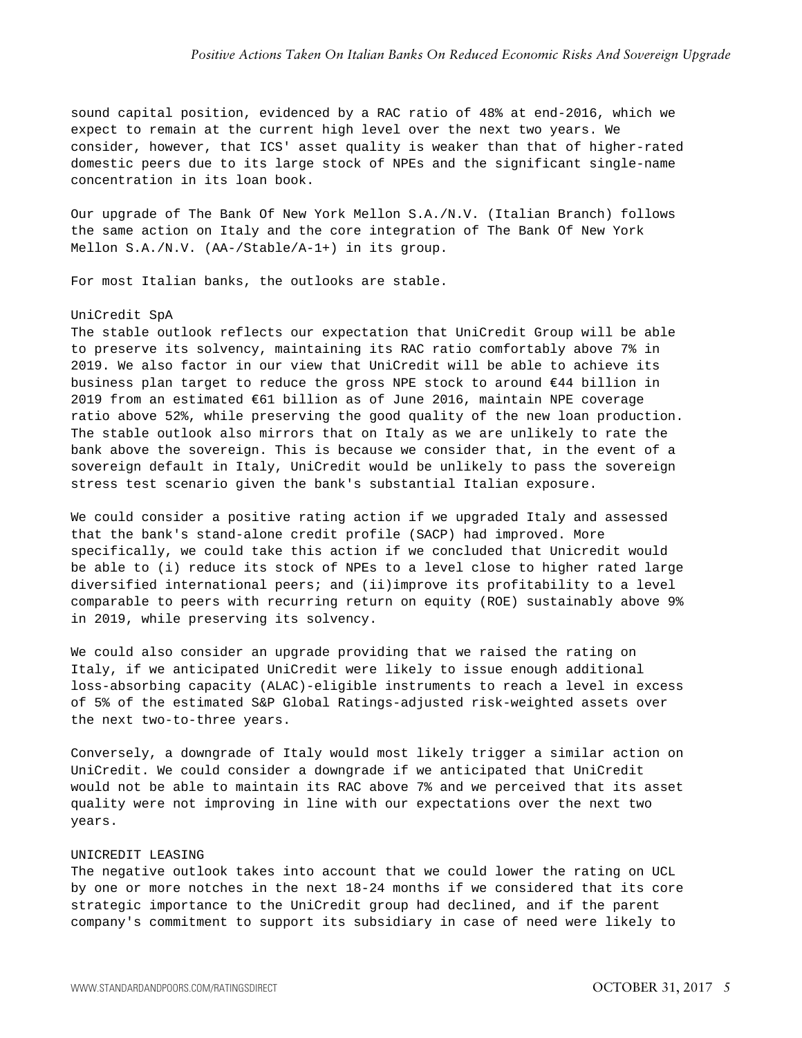sound capital position, evidenced by a RAC ratio of 48% at end-2016, which we expect to remain at the current high level over the next two years. We consider, however, that ICS' asset quality is weaker than that of higher-rated domestic peers due to its large stock of NPEs and the significant single-name concentration in its loan book.

Our upgrade of The Bank Of New York Mellon S.A./N.V. (Italian Branch) follows the same action on Italy and the core integration of The Bank Of New York Mellon S.A./N.V. (AA-/Stable/A-1+) in its group.

For most Italian banks, the outlooks are stable.

UniCredit SpA

The stable outlook reflects our expectation that UniCredit Group will be able to preserve its solvency, maintaining its RAC ratio comfortably above 7% in 2019. We also factor in our view that UniCredit will be able to achieve its business plan target to reduce the gross NPE stock to around €44 billion in 2019 from an estimated €61 billion as of June 2016, maintain NPE coverage ratio above 52%, while preserving the good quality of the new loan production. The stable outlook also mirrors that on Italy as we are unlikely to rate the bank above the sovereign. This is because we consider that, in the event of a sovereign default in Italy, UniCredit would be unlikely to pass the sovereign stress test scenario given the bank's substantial Italian exposure.

We could consider a positive rating action if we upgraded Italy and assessed that the bank's stand-alone credit profile (SACP) had improved. More specifically, we could take this action if we concluded that Unicredit would be able to (i) reduce its stock of NPEs to a level close to higher rated large diversified international peers; and (ii)improve its profitability to a level comparable to peers with recurring return on equity (ROE) sustainably above 9% in 2019, while preserving its solvency.

We could also consider an upgrade providing that we raised the rating on Italy, if we anticipated UniCredit were likely to issue enough additional loss-absorbing capacity (ALAC)-eligible instruments to reach a level in excess of 5% of the estimated S&P Global Ratings-adjusted risk-weighted assets over the next two-to-three years.

Conversely, a downgrade of Italy would most likely trigger a similar action on UniCredit. We could consider a downgrade if we anticipated that UniCredit would not be able to maintain its RAC above 7% and we perceived that its asset quality were not improving in line with our expectations over the next two years.

UNICREDIT LEASING

The negative outlook takes into account that we could lower the rating on UCL by one or more notches in the next 18-24 months if we considered that its core strategic importance to the UniCredit group had declined, and if the parent company's commitment to support its subsidiary in case of need were likely to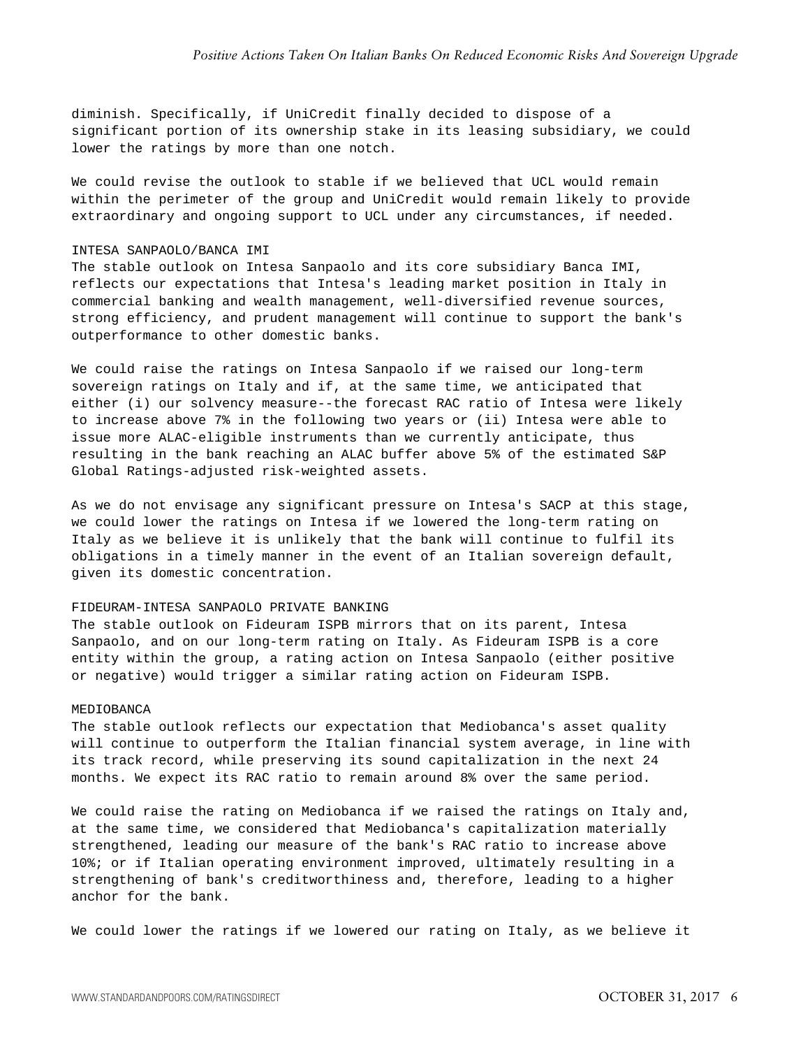diminish. Specifically, if UniCredit finally decided to dispose of a significant portion of its ownership stake in its leasing subsidiary, we could lower the ratings by more than one notch.

We could revise the outlook to stable if we believed that UCL would remain within the perimeter of the group and UniCredit would remain likely to provide extraordinary and ongoing support to UCL under any circumstances, if needed.

INTESA SANPAOLO/BANCA IMI

The stable outlook on Intesa Sanpaolo and its core subsidiary Banca IMI, reflects our expectations that Intesa's leading market position in Italy in commercial banking and wealth management, well-diversified revenue sources, strong efficiency, and prudent management will continue to support the bank's outperformance to other domestic banks.

We could raise the ratings on Intesa Sanpaolo if we raised our long-term sovereign ratings on Italy and if, at the same time, we anticipated that either (i) our solvency measure--the forecast RAC ratio of Intesa were likely to increase above 7% in the following two years or (ii) Intesa were able to issue more ALAC-eligible instruments than we currently anticipate, thus resulting in the bank reaching an ALAC buffer above 5% of the estimated S&P Global Ratings-adjusted risk-weighted assets.

As we do not envisage any significant pressure on Intesa's SACP at this stage, we could lower the ratings on Intesa if we lowered the long-term rating on Italy as we believe it is unlikely that the bank will continue to fulfil its obligations in a timely manner in the event of an Italian sovereign default, given its domestic concentration.

FIDEURAM-INTESA SANPAOLO PRIVATE BANKING

The stable outlook on Fideuram ISPB mirrors that on its parent, Intesa Sanpaolo, and on our long-term rating on Italy. As Fideuram ISPB is a core entity within the group, a rating action on Intesa Sanpaolo (either positive or negative) would trigger a similar rating action on Fideuram ISPB.

MEDIOBANCA

The stable outlook reflects our expectation that Mediobanca's asset quality will continue to outperform the Italian financial system average, in line with its track record, while preserving its sound capitalization in the next 24 months. We expect its RAC ratio to remain around 8% over the same period.

We could raise the rating on Mediobanca if we raised the ratings on Italy and, at the same time, we considered that Mediobanca's capitalization materially strengthened, leading our measure of the bank's RAC ratio to increase above 10%; or if Italian operating environment improved, ultimately resulting in a strengthening of bank's creditworthiness and, therefore, leading to a higher anchor for the bank.

We could lower the ratings if we lowered our rating on Italy, as we believe it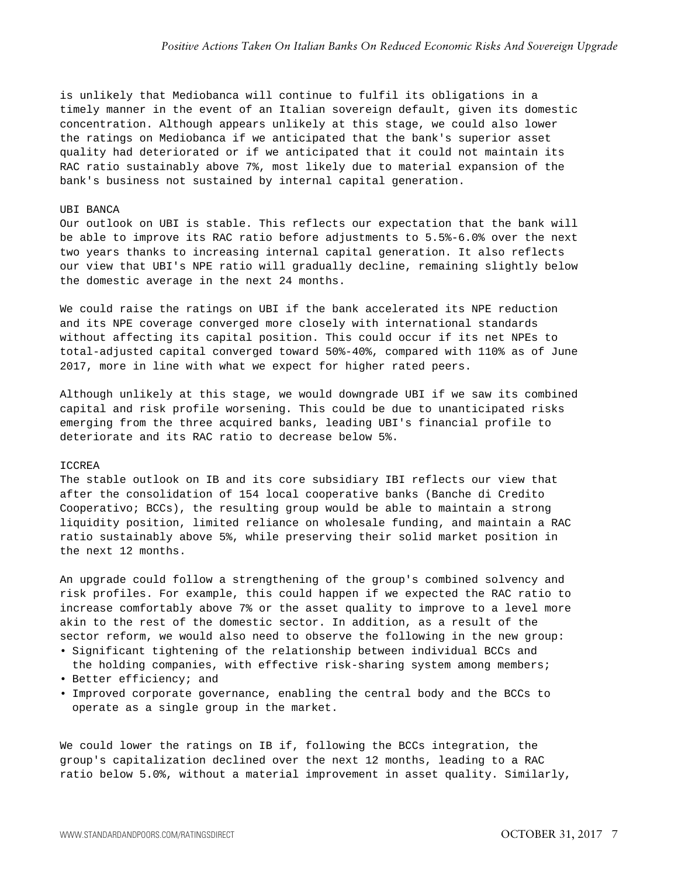is unlikely that Mediobanca will continue to fulfil its obligations in a timely manner in the event of an Italian sovereign default, given its domestic concentration. Although appears unlikely at this stage, we could also lower the ratings on Mediobanca if we anticipated that the bank's superior asset quality had deteriorated or if we anticipated that it could not maintain its RAC ratio sustainably above 7%, most likely due to material expansion of the bank's business not sustained by internal capital generation.

### UBI BANCA

Our outlook on UBI is stable. This reflects our expectation that the bank will be able to improve its RAC ratio before adjustments to 5.5%-6.0% over the next two years thanks to increasing internal capital generation. It also reflects our view that UBI's NPE ratio will gradually decline, remaining slightly below the domestic average in the next 24 months.

We could raise the ratings on UBI if the bank accelerated its NPE reduction and its NPE coverage converged more closely with international standards without affecting its capital position. This could occur if its net NPEs to total-adjusted capital converged toward 50%-40%, compared with 110% as of June 2017, more in line with what we expect for higher rated peers.

Although unlikely at this stage, we would downgrade UBI if we saw its combined capital and risk profile worsening. This could be due to unanticipated risks emerging from the three acquired banks, leading UBI's financial profile to deteriorate and its RAC ratio to decrease below 5%.

### ICCREA

The stable outlook on IB and its core subsidiary IBI reflects our view that after the consolidation of 154 local cooperative banks (Banche di Credito Cooperativo; BCCs), the resulting group would be able to maintain a strong liquidity position, limited reliance on wholesale funding, and maintain a RAC ratio sustainably above 5%, while preserving their solid market position in the next 12 months.

An upgrade could follow a strengthening of the group's combined solvency and risk profiles. For example, this could happen if we expected the RAC ratio to increase comfortably above 7% or the asset quality to improve to a level more akin to the rest of the domestic sector. In addition, as a result of the sector reform, we would also need to observe the following in the new group:

- Significant tightening of the relationship between individual BCCs and the holding companies, with effective risk-sharing system among members;
- Better efficiency; and
- Improved corporate governance, enabling the central body and the BCCs to operate as a single group in the market.

We could lower the ratings on IB if, following the BCCs integration, the group's capitalization declined over the next 12 months, leading to a RAC ratio below 5.0%, without a material improvement in asset quality. Similarly,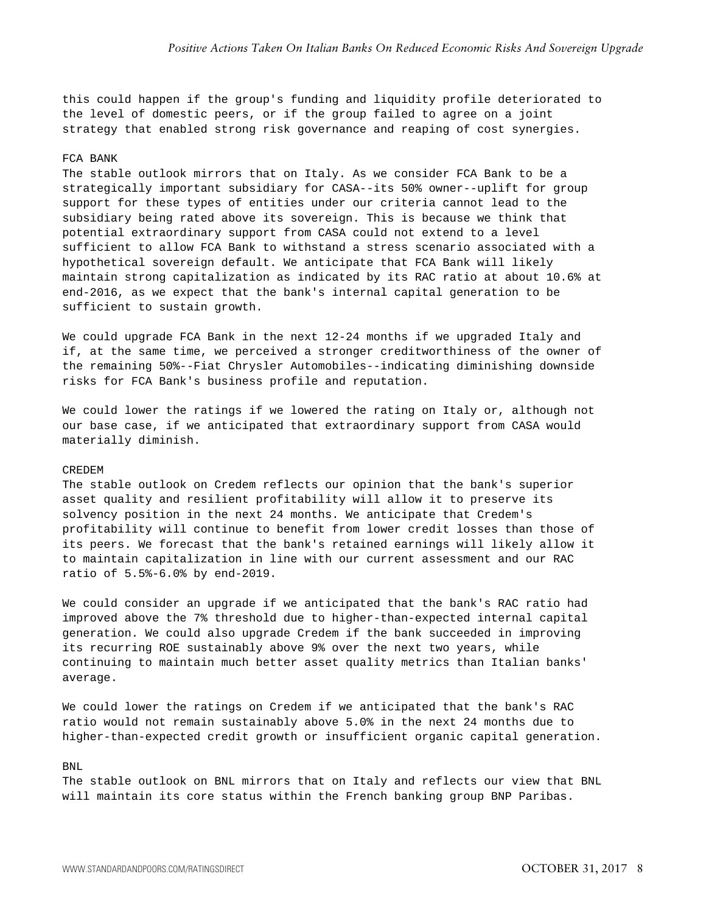this could happen if the group's funding and liquidity profile deteriorated to the level of domestic peers, or if the group failed to agree on a joint strategy that enabled strong risk governance and reaping of cost synergies.

FCA BANK

The stable outlook mirrors that on Italy. As we consider FCA Bank to be a strategically important subsidiary for CASA--its 50% owner--uplift for group support for these types of entities under our criteria cannot lead to the subsidiary being rated above its sovereign. This is because we think that potential extraordinary support from CASA could not extend to a level sufficient to allow FCA Bank to withstand a stress scenario associated with a hypothetical sovereign default. We anticipate that FCA Bank will likely maintain strong capitalization as indicated by its RAC ratio at about 10.6% at end-2016, as we expect that the bank's internal capital generation to be sufficient to sustain growth.

We could upgrade FCA Bank in the next 12-24 months if we upgraded Italy and if, at the same time, we perceived a stronger creditworthiness of the owner of the remaining 50%--Fiat Chrysler Automobiles--indicating diminishing downside risks for FCA Bank's business profile and reputation.

We could lower the ratings if we lowered the rating on Italy or, although not our base case, if we anticipated that extraordinary support from CASA would materially diminish.

CREDEM

The stable outlook on Credem reflects our opinion that the bank's superior asset quality and resilient profitability will allow it to preserve its solvency position in the next 24 months. We anticipate that Credem's profitability will continue to benefit from lower credit losses than those of its peers. We forecast that the bank's retained earnings will likely allow it to maintain capitalization in line with our current assessment and our RAC ratio of 5.5%-6.0% by end-2019.

We could consider an upgrade if we anticipated that the bank's RAC ratio had improved above the 7% threshold due to higher-than-expected internal capital generation. We could also upgrade Credem if the bank succeeded in improving its recurring ROE sustainably above 9% over the next two years, while continuing to maintain much better asset quality metrics than Italian banks' average.

We could lower the ratings on Credem if we anticipated that the bank's RAC ratio would not remain sustainably above 5.0% in the next 24 months due to higher-than-expected credit growth or insufficient organic capital generation.

BNL

The stable outlook on BNL mirrors that on Italy and reflects our view that BNL will maintain its core status within the French banking group BNP Paribas.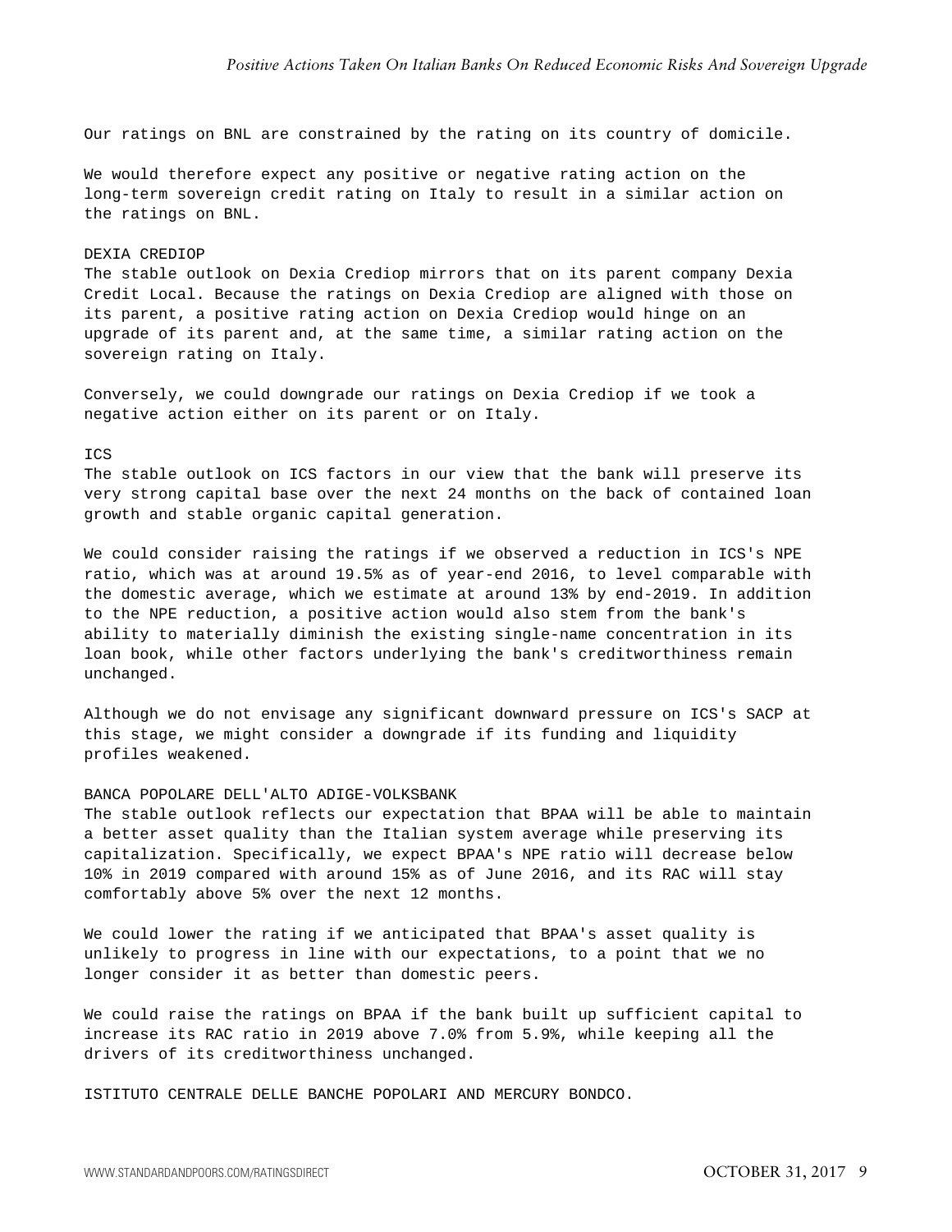Our ratings on BNL are constrained by the rating on its country of domicile.

We would therefore expect any positive or negative rating action on the long-term sovereign credit rating on Italy to result in a similar action on the ratings on BNL.

DEXIA CREDIOP

The stable outlook on Dexia Crediop mirrors that on its parent company Dexia Credit Local. Because the ratings on Dexia Crediop are aligned with those on its parent, a positive rating action on Dexia Crediop would hinge on an upgrade of its parent and, at the same time, a similar rating action on the sovereign rating on Italy.

Conversely, we could downgrade our ratings on Dexia Crediop if we took a negative action either on its parent or on Italy.

ICS

The stable outlook on ICS factors in our view that the bank will preserve its very strong capital base over the next 24 months on the back of contained loan growth and stable organic capital generation.

We could consider raising the ratings if we observed a reduction in ICS's NPE ratio, which was at around 19.5% as of year-end 2016, to level comparable with the domestic average, which we estimate at around 13% by end-2019. In addition to the NPE reduction, a positive action would also stem from the bank's ability to materially diminish the existing single-name concentration in its loan book, while other factors underlying the bank's creditworthiness remain unchanged.

Although we do not envisage any significant downward pressure on ICS's SACP at this stage, we might consider a downgrade if its funding and liquidity profiles weakened.

BANCA POPOLARE DELL'ALTO ADIGE-VOLKSBANK

The stable outlook reflects our expectation that BPAA will be able to maintain a better asset quality than the Italian system average while preserving its capitalization. Specifically, we expect BPAA's NPE ratio will decrease below 10% in 2019 compared with around 15% as of June 2016, and its RAC will stay comfortably above 5% over the next 12 months.

We could lower the rating if we anticipated that BPAA's asset quality is unlikely to progress in line with our expectations, to a point that we no longer consider it as better than domestic peers.

We could raise the ratings on BPAA if the bank built up sufficient capital to increase its RAC ratio in 2019 above 7.0% from 5.9%, while keeping all the drivers of its creditworthiness unchanged.

ISTITUTO CENTRALE DELLE BANCHE POPOLARI AND MERCURY BONDCO.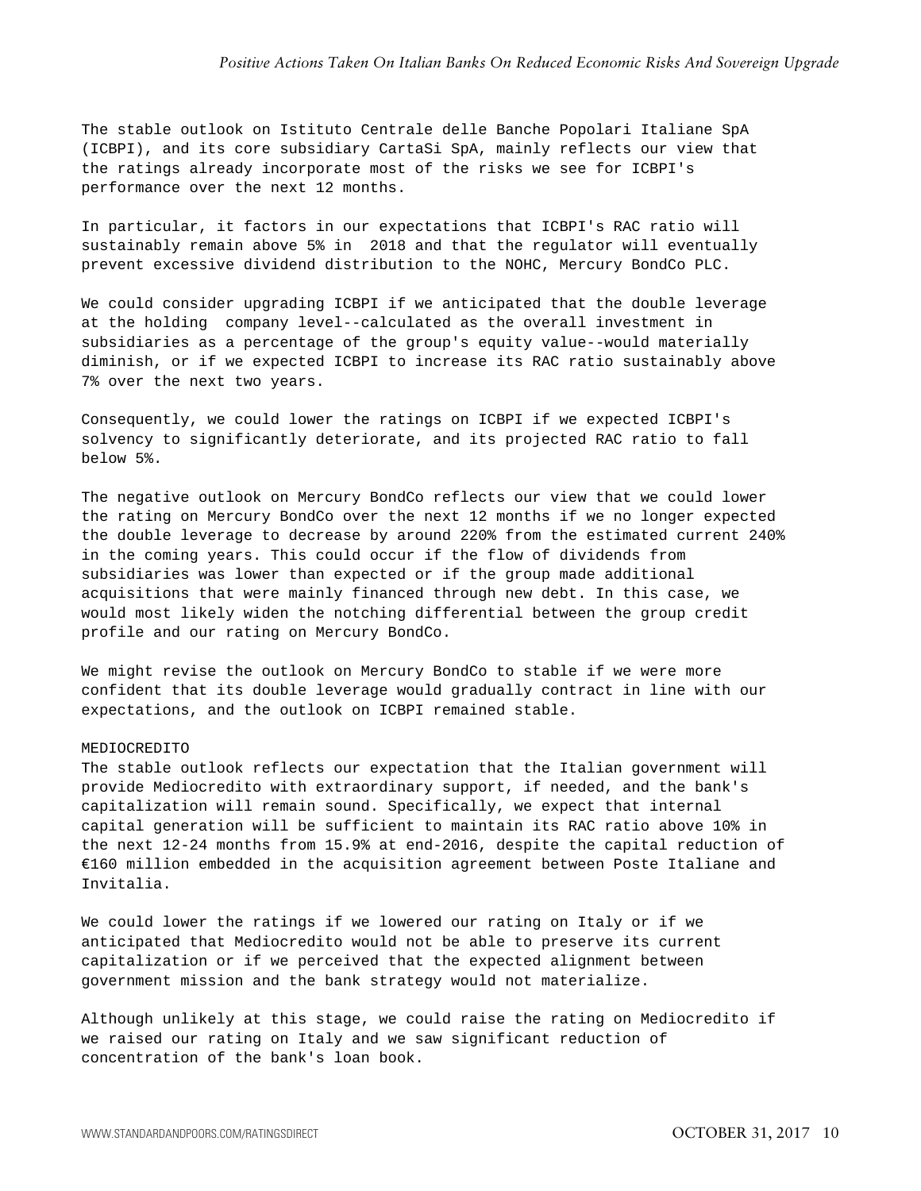The stable outlook on Istituto Centrale delle Banche Popolari Italiane SpA (ICBPI), and its core subsidiary CartaSi SpA, mainly reflects our view that the ratings already incorporate most of the risks we see for ICBPI's performance over the next 12 months.

In particular, it factors in our expectations that ICBPI's RAC ratio will sustainably remain above 5% in 2018 and that the regulator will eventually prevent excessive dividend distribution to the NOHC, Mercury BondCo PLC.

We could consider upgrading ICBPI if we anticipated that the double leverage at the holding company level--calculated as the overall investment in subsidiaries as a percentage of the group's equity value--would materially diminish, or if we expected ICBPI to increase its RAC ratio sustainably above 7% over the next two years.

Consequently, we could lower the ratings on ICBPI if we expected ICBPI's solvency to significantly deteriorate, and its projected RAC ratio to fall below 5%.

The negative outlook on Mercury BondCo reflects our view that we could lower the rating on Mercury BondCo over the next 12 months if we no longer expected the double leverage to decrease by around 220% from the estimated current 240% in the coming years. This could occur if the flow of dividends from subsidiaries was lower than expected or if the group made additional acquisitions that were mainly financed through new debt. In this case, we would most likely widen the notching differential between the group credit profile and our rating on Mercury BondCo.

We might revise the outlook on Mercury BondCo to stable if we were more confident that its double leverage would gradually contract in line with our expectations, and the outlook on ICBPI remained stable.

MEDIOCREDITO

The stable outlook reflects our expectation that the Italian government will provide Mediocredito with extraordinary support, if needed, and the bank's capitalization will remain sound. Specifically, we expect that internal capital generation will be sufficient to maintain its RAC ratio above 10% in the next 12-24 months from 15.9% at end-2016, despite the capital reduction of €160 million embedded in the acquisition agreement between Poste Italiane and Invitalia.

We could lower the ratings if we lowered our rating on Italy or if we anticipated that Mediocredito would not be able to preserve its current capitalization or if we perceived that the expected alignment between government mission and the bank strategy would not materialize.

Although unlikely at this stage, we could raise the rating on Mediocredito if we raised our rating on Italy and we saw significant reduction of concentration of the bank's loan book.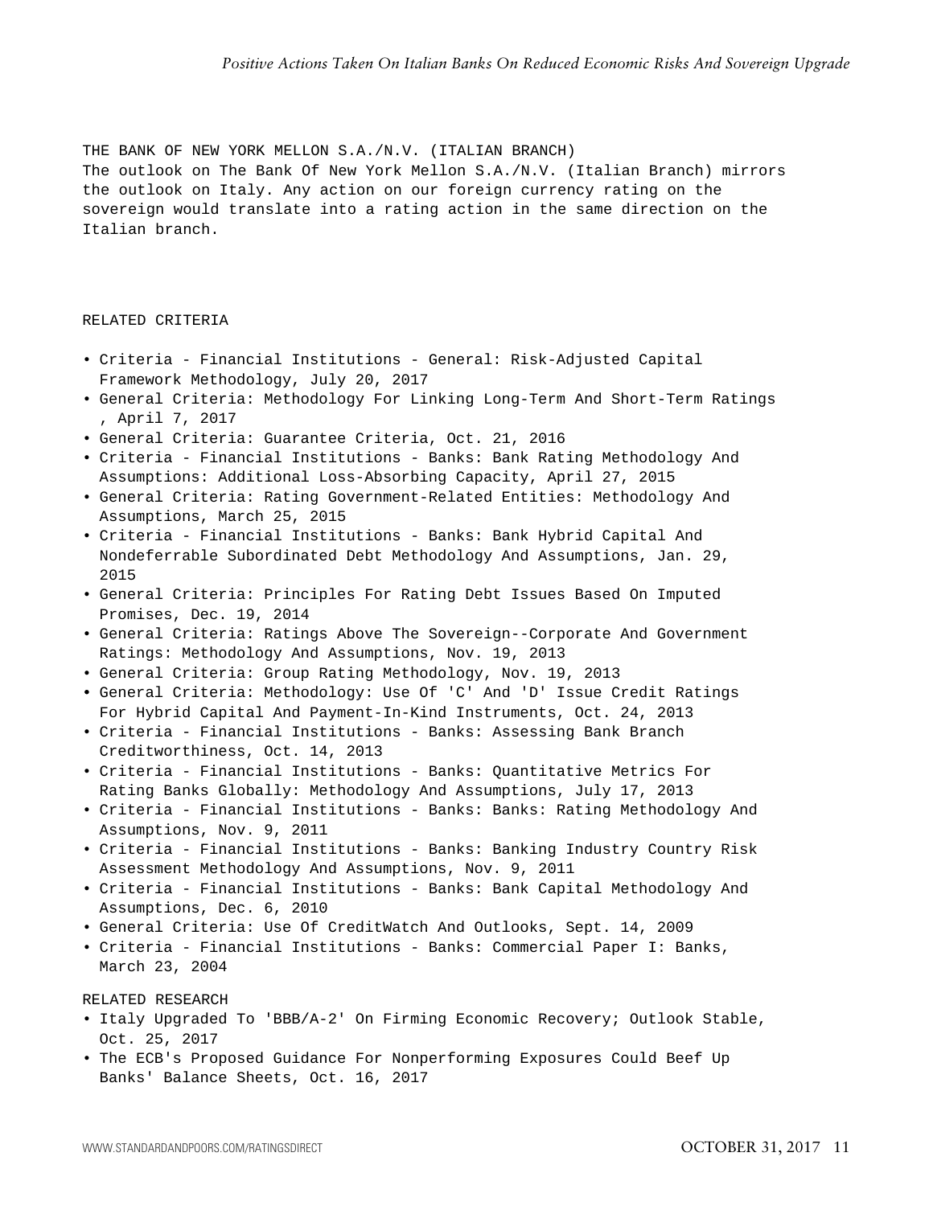### THE BANK OF NEW YORK MELLON S.A./N.V. (ITALIAN BRANCH)

The outlook on The Bank Of New York Mellon S.A./N.V. (Italian Branch) mirrors the outlook on Italy. Any action on our foreign currency rating on the sovereign would translate into a rating action in the same direction on the Italian branch.

## RELATED CRITERIA

- Criteria - Financial Institutions - General: Risk-Adjusted Capital Framework Methodology, July 20, 2017
- General Criteria: Methodology For Linking Long-Term And Short-Term Ratings , April 7, 2017
- General Criteria: Guarantee Criteria, Oct. 21, 2016
- Criteria - Financial Institutions - Banks: Bank Rating Methodology And Assumptions: Additional Loss-Absorbing Capacity, April 27, 2015
- General Criteria: Rating Government-Related Entities: Methodology And Assumptions, March 25, 2015
- Criteria - Financial Institutions - Banks: Bank Hybrid Capital And Nondeferrable Subordinated Debt Methodology And Assumptions, Jan. 29, 2015
- General Criteria: Principles For Rating Debt Issues Based On Imputed Promises, Dec. 19, 2014
- General Criteria: Ratings Above The Sovereign--Corporate And Government Ratings: Methodology And Assumptions, Nov. 19, 2013
- General Criteria: Group Rating Methodology, Nov. 19, 2013
- General Criteria: Methodology: Use Of 'C' And 'D' Issue Credit Ratings For Hybrid Capital And Payment-In-Kind Instruments, Oct. 24, 2013
- Criteria - Financial Institutions - Banks: Assessing Bank Branch Creditworthiness, Oct. 14, 2013
- Criteria - Financial Institutions - Banks: Quantitative Metrics For Rating Banks Globally: Methodology And Assumptions, July 17, 2013
- Criteria - Financial Institutions - Banks: Banks: Rating Methodology And Assumptions, Nov. 9, 2011
- Criteria - Financial Institutions - Banks: Banking Industry Country Risk Assessment Methodology And Assumptions, Nov. 9, 2011
- Criteria - Financial Institutions - Banks: Bank Capital Methodology And Assumptions, Dec. 6, 2010
- General Criteria: Use Of CreditWatch And Outlooks, Sept. 14, 2009
- Criteria - Financial Institutions - Banks: Commercial Paper I: Banks, March 23, 2004

## RELATED RESEARCH

- Italy Upgraded To 'BBB/A-2' On Firming Economic Recovery; Outlook Stable, Oct. 25, 2017
- The ECB's Proposed Guidance For Nonperforming Exposures Could Beef Up Banks' Balance Sheets, Oct. 16, 2017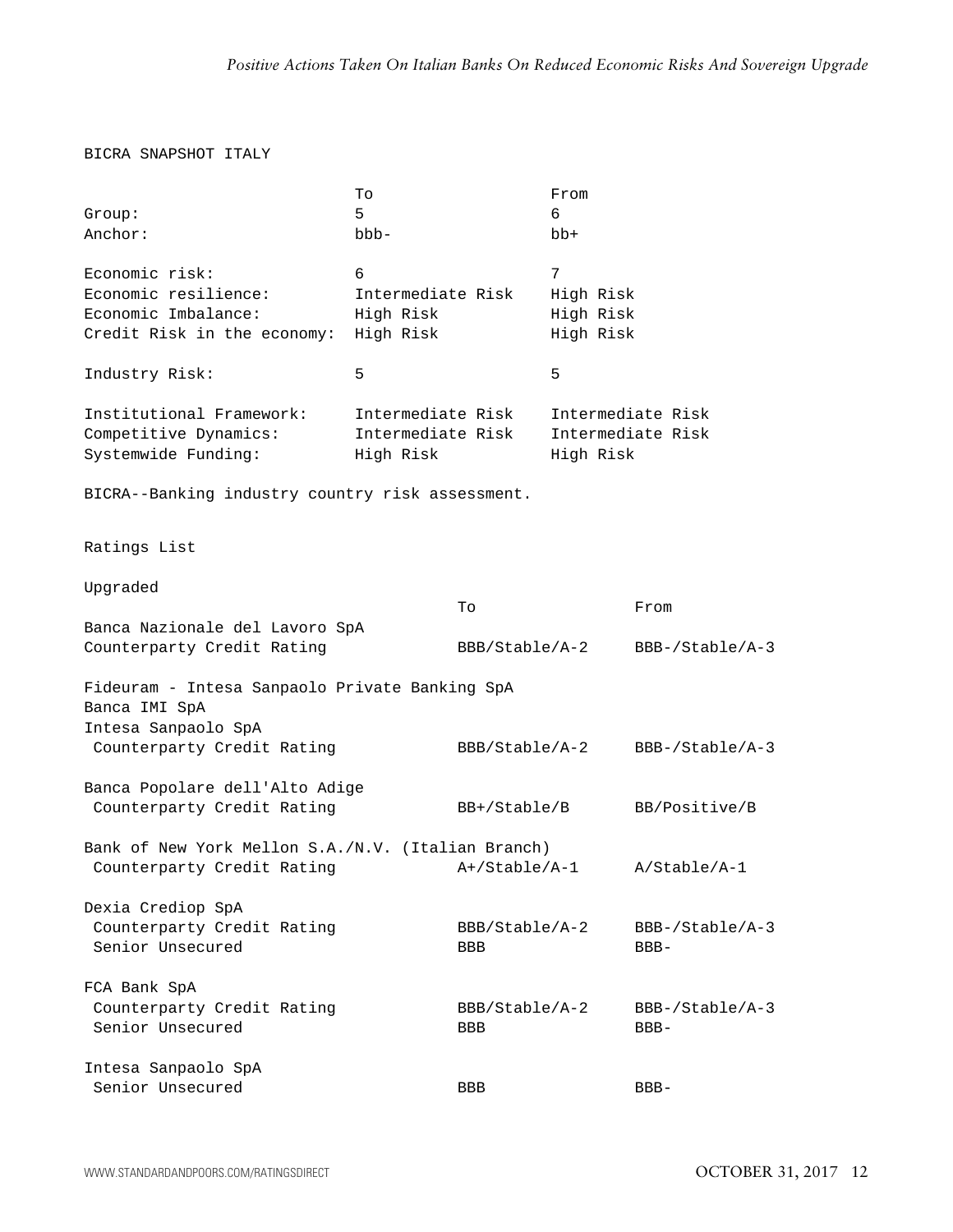BICRA SNAPSHOT ITALY

| | To | From |
|---|---|---|
| Group: | 5 | 6 |
| Anchor: | bbb- | bb+ |
| | | |
| Economic risk: | 6 | 7 |
| Economic resilience: | Intermediate Risk | High Risk |
| Economic Imbalance: | High Risk | High Risk |
| Credit Risk in the economy: | High Risk | High Risk |
| | | |
| Industry Risk: | 5 | 5 |
| | | |
| Institutional Framework: | Intermediate Risk | Intermediate Risk |
| Competitive Dynamics: | Intermediate Risk | Intermediate Risk |
| Systemwide Funding: | High Risk | High Risk |

BICRA--Banking industry country risk assessment.

Ratings List

Upgraded

| | To | From |
|---|---|---|
| **Banca Nazionale del Lavoro SpA** | | |
| Counterparty Credit Rating | BBB/Stable/A-2 | BBB-/Stable/A-3 |
| | | |
| **Fideuram - Intesa Sanpaolo Private Banking SpA** | | |
| **Banca IMI SpA** | | |
| **Intesa Sanpaolo SpA** | | |
| Counterparty Credit Rating | BBB/Stable/A-2 | BBB-/Stable/A-3 |
| | | |
| **Banca Popolare dell'Alto Adige** | | |
| Counterparty Credit Rating | BB+/Stable/B | BB/Positive/B |
| | | |
| **Bank of New York Mellon S.A./N.V. (Italian Branch)** | | |
| Counterparty Credit Rating | A+/Stable/A-1 | A/Stable/A-1 |
| | | |
| **Dexia Crediop SpA** | | |
| Counterparty Credit Rating | BBB/Stable/A-2 | BBB-/Stable/A-3 |
| Senior Unsecured | BBB | BBB- |
| | | |
| **FCA Bank SpA** | | |
| Counterparty Credit Rating | BBB/Stable/A-2 | BBB-/Stable/A-3 |
| Senior Unsecured | BBB | BBB- |
| | | |
| **Intesa Sanpaolo SpA** | | |
| Senior Unsecured | BBB | BBB- |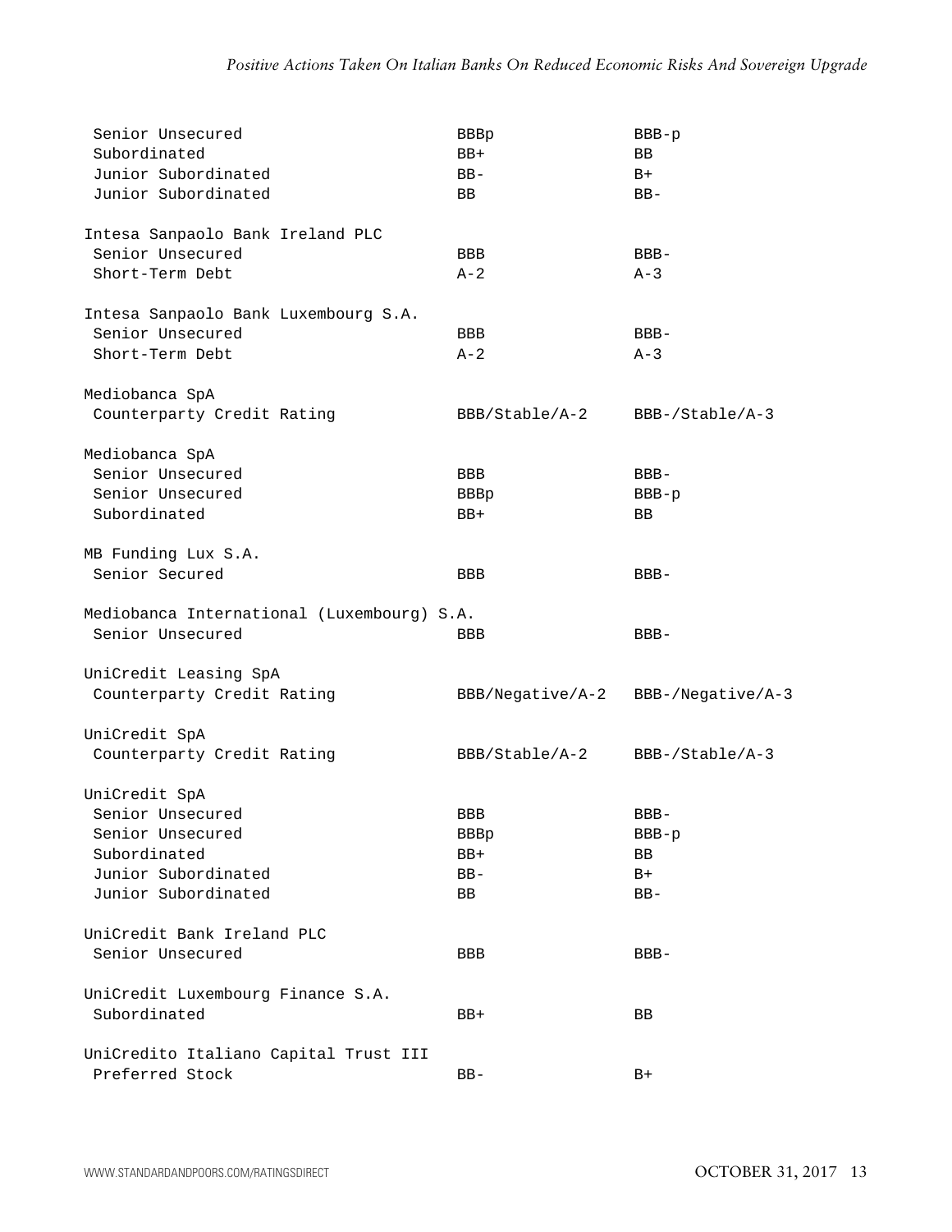| | | |
|---|---|---|
| Senior Unsecured | BBBp | BBB-p |
| Subordinated | BB+ | BB |
| Junior Subordinated | BB- | B+ |
| Junior Subordinated | BB | BB- |
| | | |
| **Intesa Sanpaolo Bank Ireland PLC** | | |
| Senior Unsecured | BBB | BBB- |
| Short-Term Debt | A-2 | A-3 |
| | | |
| **Intesa Sanpaolo Bank Luxembourg S.A.** | | |
| Senior Unsecured | BBB | BBB- |
| Short-Term Debt | A-2 | A-3 |
| | | |
| **Mediobanca SpA** | | |
| Counterparty Credit Rating | BBB/Stable/A-2 | BBB-/Stable/A-3 |
| | | |
| **Mediobanca SpA** | | |
| Senior Unsecured | BBB | BBB- |
| Senior Unsecured | BBBp | BBB-p |
| Subordinated | BB+ | BB |
| | | |
| **MB Funding Lux S.A.** | | |
| Senior Secured | BBB | BBB- |
| | | |
| **Mediobanca International (Luxembourg) S.A.** | | |
| Senior Unsecured | BBB | BBB- |
| | | |
| **UniCredit Leasing SpA** | | |
| Counterparty Credit Rating | BBB/Negative/A-2 | BBB-/Negative/A-3 |
| | | |
| **UniCredit SpA** | | |
| Counterparty Credit Rating | BBB/Stable/A-2 | BBB-/Stable/A-3 |
| | | |
| **UniCredit SpA** | | |
| Senior Unsecured | BBB | BBB- |
| Senior Unsecured | BBBp | BBB-p |
| Subordinated | BB+ | BB |
| Junior Subordinated | BB- | B+ |
| Junior Subordinated | BB | BB- |
| | | |
| **UniCredit Bank Ireland PLC** | | |
| Senior Unsecured | BBB | BBB- |
| | | |
| **UniCredit Luxembourg Finance S.A.** | | |
| Subordinated | BB+ | BB |
| | | |
| **UniCredito Italiano Capital Trust III** | | |
| Preferred Stock | BB- | B+ |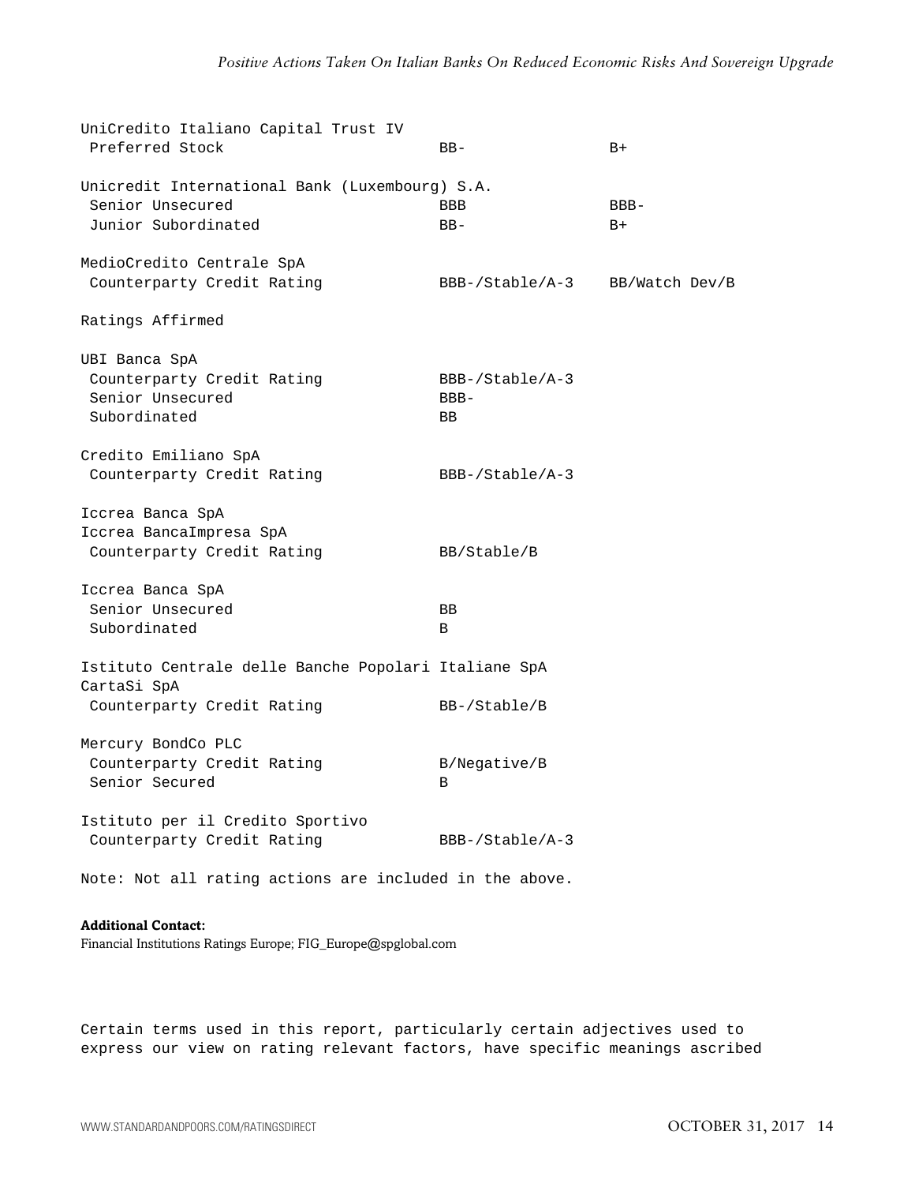| | To | From |
|---|---|---|
| UniCredito Italiano Capital Trust IV | | |
| Preferred Stock | BB- | B+ |
| | | |
| Unicredit International Bank (Luxembourg) S.A. | | |
| Senior Unsecured | BBB | BBB- |
| Junior Subordinated | BB- | B+ |
| | | |
| MedioCredito Centrale SpA | | |
| Counterparty Credit Rating | BBB-/Stable/A-3 | BB/Watch Dev/B |

Ratings Affirmed

| | |
|---|---|
| UBI Banca SpA | |
| Counterparty Credit Rating | BBB-/Stable/A-3 |
| Senior Unsecured | BBB- |
| Subordinated | BB |
| | |
| Credito Emiliano SpA | |
| Counterparty Credit Rating | BBB-/Stable/A-3 |
| | |
| Iccrea Banca SpA | |
| Iccrea BancaImpresa SpA | |
| Counterparty Credit Rating | BB/Stable/B |
| | |
| Iccrea Banca SpA | |
| Senior Unsecured | BB |
| Subordinated | B |
| | |
| Istituto Centrale delle Banche Popolari Italiane SpA | |
| CartaSi SpA | |
| Counterparty Credit Rating | BB-/Stable/B |
| | |
| Mercury BondCo PLC | |
| Counterparty Credit Rating | B/Negative/B |
| Senior Secured | B |
| | |
| Istituto per il Credito Sportivo | |
| Counterparty Credit Rating | BBB-/Stable/A-3 |

Note: Not all rating actions are included in the above.

**Additional Contact:**

Financial Institutions Ratings Europe; FIG_Europe@spglobal.com

Certain terms used in this report, particularly certain adjectives used to express our view on rating relevant factors, have specific meanings ascribed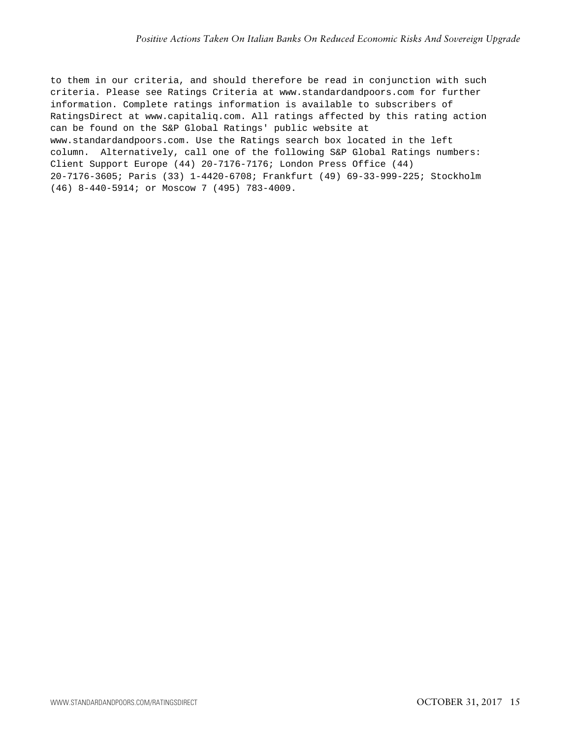to them in our criteria, and should therefore be read in conjunction with such criteria. Please see Ratings Criteria at www.standardandpoors.com for further information. Complete ratings information is available to subscribers of RatingsDirect at www.capitaliq.com. All ratings affected by this rating action can be found on the S&P Global Ratings' public website at www.standardandpoors.com. Use the Ratings search box located in the left column. Alternatively, call one of the following S&P Global Ratings numbers: Client Support Europe (44) 20-7176-7176; London Press Office (44) 20-7176-3605; Paris (33) 1-4420-6708; Frankfurt (49) 69-33-999-225; Stockholm (46) 8-440-5914; or Moscow 7 (495) 783-4009.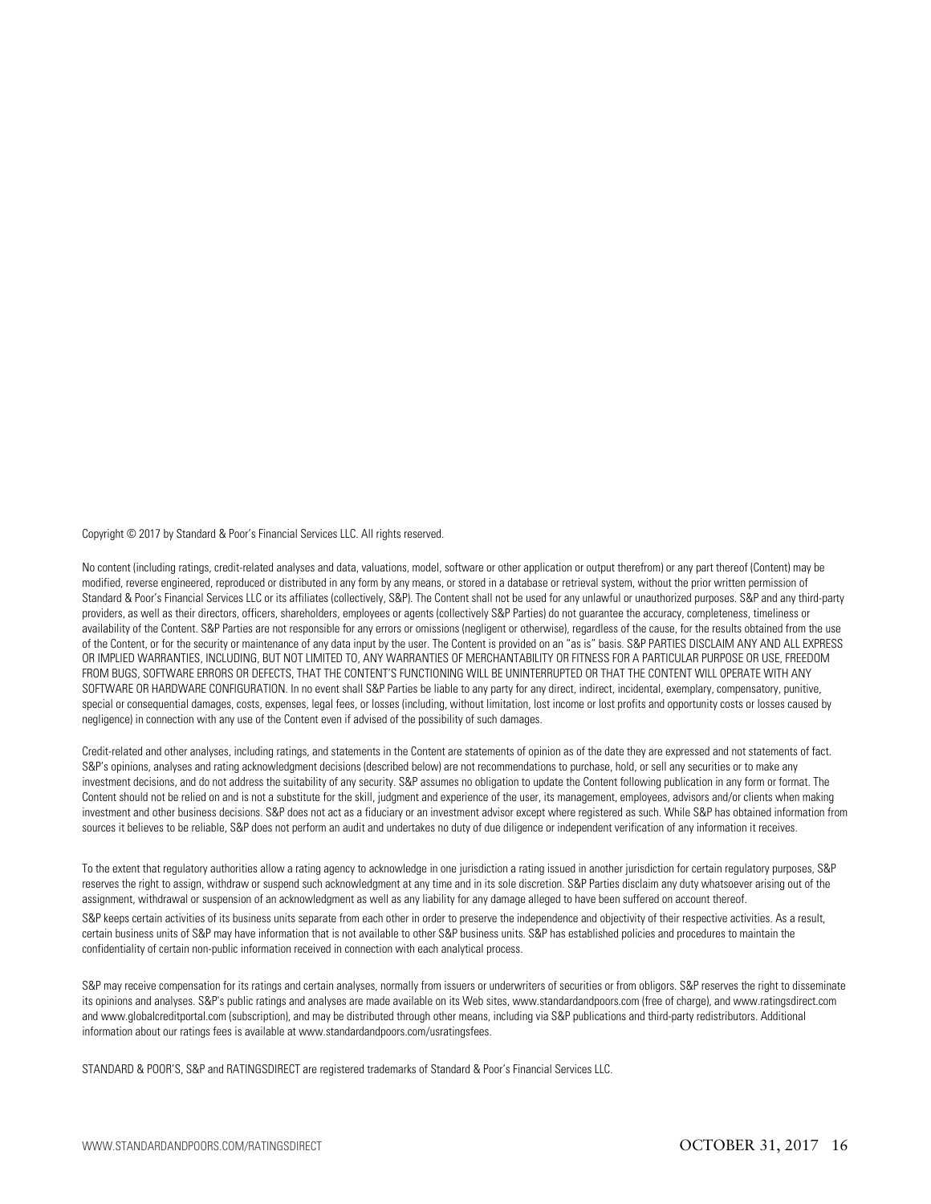Copyright © 2017 by Standard & Poor's Financial Services LLC. All rights reserved.

No content (including ratings, credit-related analyses and data, valuations, model, software or other application or output therefrom) or any part thereof (Content) may be modified, reverse engineered, reproduced or distributed in any form by any means, or stored in a database or retrieval system, without the prior written permission of Standard & Poor's Financial Services LLC or its affiliates (collectively, S&P). The Content shall not be used for any unlawful or unauthorized purposes. S&P and any third-party providers, as well as their directors, officers, shareholders, employees or agents (collectively S&P Parties) do not guarantee the accuracy, completeness, timeliness or availability of the Content. S&P Parties are not responsible for any errors or omissions (negligent or otherwise), regardless of the cause, for the results obtained from the use of the Content, or for the security or maintenance of any data input by the user. The Content is provided on an "as is" basis. S&P PARTIES DISCLAIM ANY AND ALL EXPRESS OR IMPLIED WARRANTIES, INCLUDING, BUT NOT LIMITED TO, ANY WARRANTIES OF MERCHANTABILITY OR FITNESS FOR A PARTICULAR PURPOSE OR USE, FREEDOM FROM BUGS, SOFTWARE ERRORS OR DEFECTS, THAT THE CONTENT'S FUNCTIONING WILL BE UNINTERRUPTED OR THAT THE CONTENT WILL OPERATE WITH ANY SOFTWARE OR HARDWARE CONFIGURATION. In no event shall S&P Parties be liable to any party for any direct, indirect, incidental, exemplary, compensatory, punitive, special or consequential damages, costs, expenses, legal fees, or losses (including, without limitation, lost income or lost profits and opportunity costs or losses caused by negligence) in connection with any use of the Content even if advised of the possibility of such damages.

Credit-related and other analyses, including ratings, and statements in the Content are statements of opinion as of the date they are expressed and not statements of fact. S&P's opinions, analyses and rating acknowledgment decisions (described below) are not recommendations to purchase, hold, or sell any securities or to make any investment decisions, and do not address the suitability of any security. S&P assumes no obligation to update the Content following publication in any form or format. The Content should not be relied on and is not a substitute for the skill, judgment and experience of the user, its management, employees, advisors and/or clients when making investment and other business decisions. S&P does not act as a fiduciary or an investment advisor except where registered as such. While S&P has obtained information from sources it believes to be reliable, S&P does not perform an audit and undertakes no duty of due diligence or independent verification of any information it receives.

To the extent that regulatory authorities allow a rating agency to acknowledge in one jurisdiction a rating issued in another jurisdiction for certain regulatory purposes, S&P reserves the right to assign, withdraw or suspend such acknowledgment at any time and in its sole discretion. S&P Parties disclaim any duty whatsoever arising out of the assignment, withdrawal or suspension of an acknowledgment as well as any liability for any damage alleged to have been suffered on account thereof.

S&P keeps certain activities of its business units separate from each other in order to preserve the independence and objectivity of their respective activities. As a result, certain business units of S&P may have information that is not available to other S&P business units. S&P has established policies and procedures to maintain the confidentiality of certain non-public information received in connection with each analytical process.

S&P may receive compensation for its ratings and certain analyses, normally from issuers or underwriters of securities or from obligors. S&P reserves the right to disseminate its opinions and analyses. S&P's public ratings and analyses are made available on its Web sites, www.standardandpoors.com (free of charge), and www.ratingsdirect.com and www.globalcreditportal.com (subscription), and may be distributed through other means, including via S&P publications and third-party redistributors. Additional information about our ratings fees is available at www.standardandpoors.com/usratingsfees.

STANDARD & POOR'S, S&P and RATINGSDIRECT are registered trademarks of Standard & Poor's Financial Services LLC.